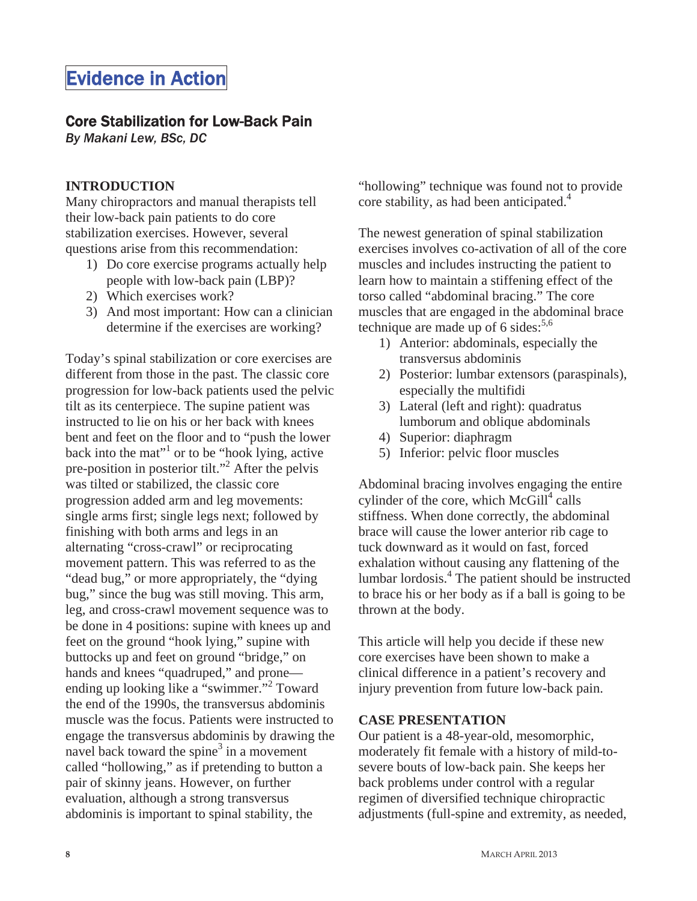# Evidence in Action

## Core Stabilization for Low-Back Pain

*By Makani Lew, BSc, DC*

### INTRODUCTION

Many chiropractors and manual therapists tell their low-back pain patients to do core stabilization exercises. However, several questions arise from this recommendation:

1) Do core exercise programs actually help people with low-back pain (LBP)?
2) Which exercises work?
3) And most important: How can a clinician determine if the exercises are working?

Today's spinal stabilization or core exercises are different from those in the past. The classic core progression for low-back patients used the pelvic tilt as its centerpiece. The supine patient was instructed to lie on his or her back with knees bent and feet on the floor and to "push the lower back into the mat"[1] or to be "hook lying, active pre-position in posterior tilt."[2] After the pelvis was tilted or stabilized, the classic core progression added arm and leg movements: single arms first; single legs next; followed by finishing with both arms and legs in an alternating "cross-crawl" or reciprocating movement pattern. This was referred to as the "dead bug," or more appropriately, the "dying bug," since the bug was still moving. This arm, leg, and cross-crawl movement sequence was to be done in 4 positions: supine with knees up and feet on the ground "hook lying," supine with buttocks up and feet on ground "bridge," on hands and knees "quadruped," and prone—ending up looking like a "swimmer."[2] Toward the end of the 1990s, the transversus abdominis muscle was the focus. Patients were instructed to engage the transversus abdominis by drawing the navel back toward the spine[3] in a movement called "hollowing," as if pretending to button a pair of skinny jeans. However, on further evaluation, although a strong transversus abdominis is important to spinal stability, the "hollowing" technique was found not to provide core stability, as had been anticipated.[4]

The newest generation of spinal stabilization exercises involves co-activation of all of the core muscles and includes instructing the patient to learn how to maintain a stiffening effect of the torso called "abdominal bracing." The core muscles that are engaged in the abdominal brace technique are made up of 6 sides:[5,6]

1) Anterior: abdominals, especially the transversus abdominis
2) Posterior: lumbar extensors (paraspinals), especially the multifidi
3) Lateral (left and right): quadratus lumborum and oblique abdominals
4) Superior: diaphragm
5) Inferior: pelvic floor muscles

Abdominal bracing involves engaging the entire cylinder of the core, which McGill[4] calls stiffness. When done correctly, the abdominal brace will cause the lower anterior rib cage to tuck downward as it would on fast, forced exhalation without causing any flattening of the lumbar lordosis.[4] The patient should be instructed to brace his or her body as if a ball is going to be thrown at the body.

This article will help you decide if these new core exercises have been shown to make a clinical difference in a patient's recovery and injury prevention from future low-back pain.

### CASE PRESENTATION

Our patient is a 48-year-old, mesomorphic, moderately fit female with a history of mild-to-severe bouts of low-back pain. She keeps her back problems under control with a regular regimen of diversified technique chiropractic adjustments (full-spine and extremity, as needed,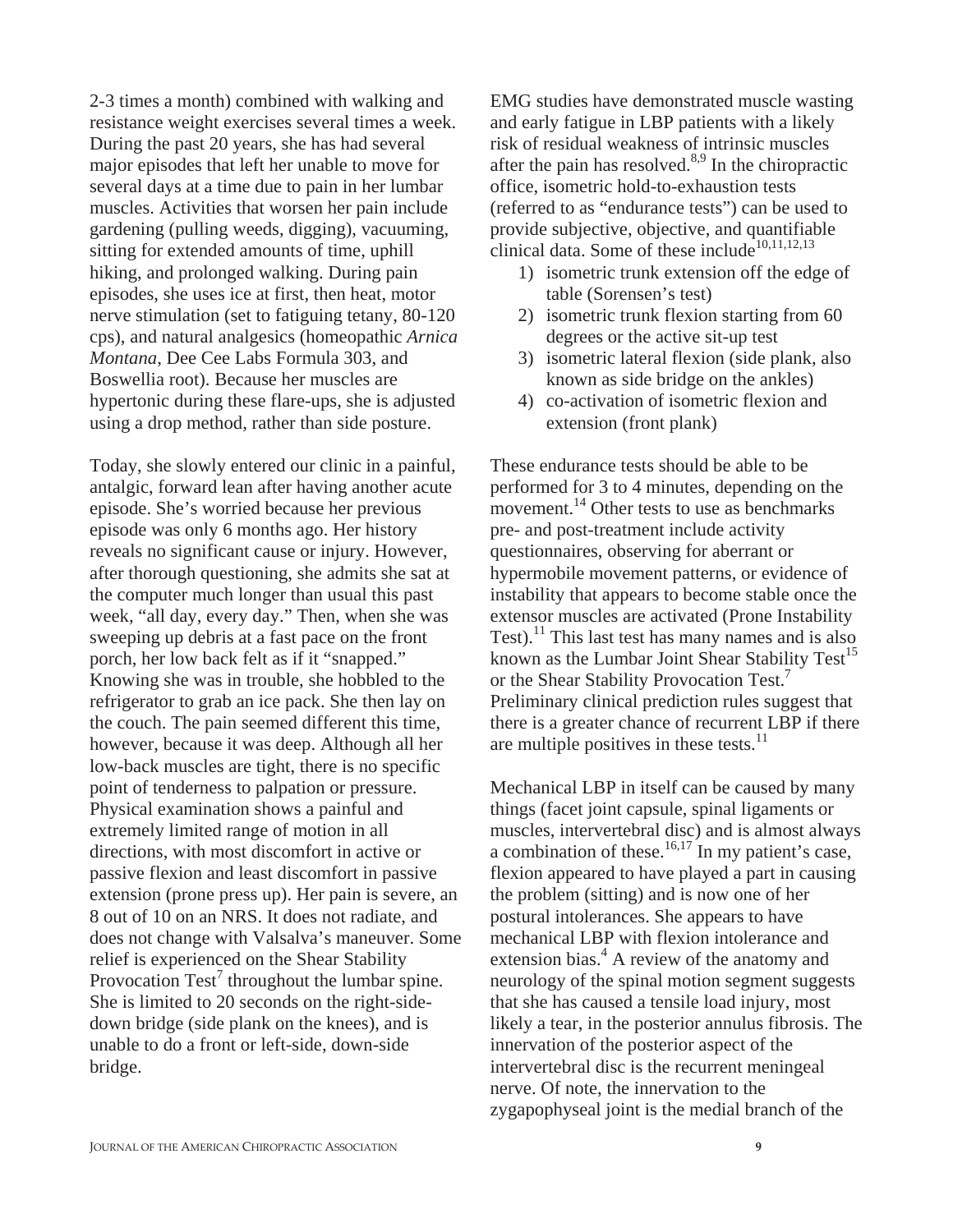2-3 times a month) combined with walking and resistance weight exercises several times a week. During the past 20 years, she has had several major episodes that left her unable to move for several days at a time due to pain in her lumbar muscles. Activities that worsen her pain include gardening (pulling weeds, digging), vacuuming, sitting for extended amounts of time, uphill hiking, and prolonged walking. During pain episodes, she uses ice at first, then heat, motor nerve stimulation (set to fatiguing tetany, 80-120 cps), and natural analgesics (homeopathic *Arnica Montana*, Dee Cee Labs Formula 303, and Boswellia root). Because her muscles are hypertonic during these flare-ups, she is adjusted using a drop method, rather than side posture.

Today, she slowly entered our clinic in a painful, antalgic, forward lean after having another acute episode. She's worried because her previous episode was only 6 months ago. Her history reveals no significant cause or injury. However, after thorough questioning, she admits she sat at the computer much longer than usual this past week, "all day, every day." Then, when she was sweeping up debris at a fast pace on the front porch, her low back felt as if it "snapped." Knowing she was in trouble, she hobbled to the refrigerator to grab an ice pack. She then lay on the couch. The pain seemed different this time, however, because it was deep. Although all her low-back muscles are tight, there is no specific point of tenderness to palpation or pressure. Physical examination shows a painful and extremely limited range of motion in all directions, with most discomfort in active or passive flexion and least discomfort in passive extension (prone press up). Her pain is severe, an 8 out of 10 on an NRS. It does not radiate, and does not change with Valsalva's maneuver. Some relief is experienced on the Shear Stability Provocation Test[7] throughout the lumbar spine. She is limited to 20 seconds on the right-side-down bridge (side plank on the knees), and is unable to do a front or left-side, down-side bridge.

EMG studies have demonstrated muscle wasting and early fatigue in LBP patients with a likely risk of residual weakness of intrinsic muscles after the pain has resolved.[8,9] In the chiropractic office, isometric hold-to-exhaustion tests (referred to as "endurance tests") can be used to provide subjective, objective, and quantifiable clinical data. Some of these include[10,11,12,13]

1) isometric trunk extension off the edge of table (Sorensen's test)
2) isometric trunk flexion starting from 60 degrees or the active sit-up test
3) isometric lateral flexion (side plank, also known as side bridge on the ankles)
4) co-activation of isometric flexion and extension (front plank)

These endurance tests should be able to be performed for 3 to 4 minutes, depending on the movement.[14] Other tests to use as benchmarks pre- and post-treatment include activity questionnaires, observing for aberrant or hypermobile movement patterns, or evidence of instability that appears to become stable once the extensor muscles are activated (Prone Instability Test).[11] This last test has many names and is also known as the Lumbar Joint Shear Stability Test[15] or the Shear Stability Provocation Test.[7] Preliminary clinical prediction rules suggest that there is a greater chance of recurrent LBP if there are multiple positives in these tests.[11]

Mechanical LBP in itself can be caused by many things (facet joint capsule, spinal ligaments or muscles, intervertebral disc) and is almost always a combination of these.[16,17] In my patient's case, flexion appeared to have played a part in causing the problem (sitting) and is now one of her postural intolerances. She appears to have mechanical LBP with flexion intolerance and extension bias.[4] A review of the anatomy and neurology of the spinal motion segment suggests that she has caused a tensile load injury, most likely a tear, in the posterior annulus fibrosis. The innervation of the posterior aspect of the intervertebral disc is the recurrent meningeal nerve. Of note, the innervation to the zygapophyseal joint is the medial branch of the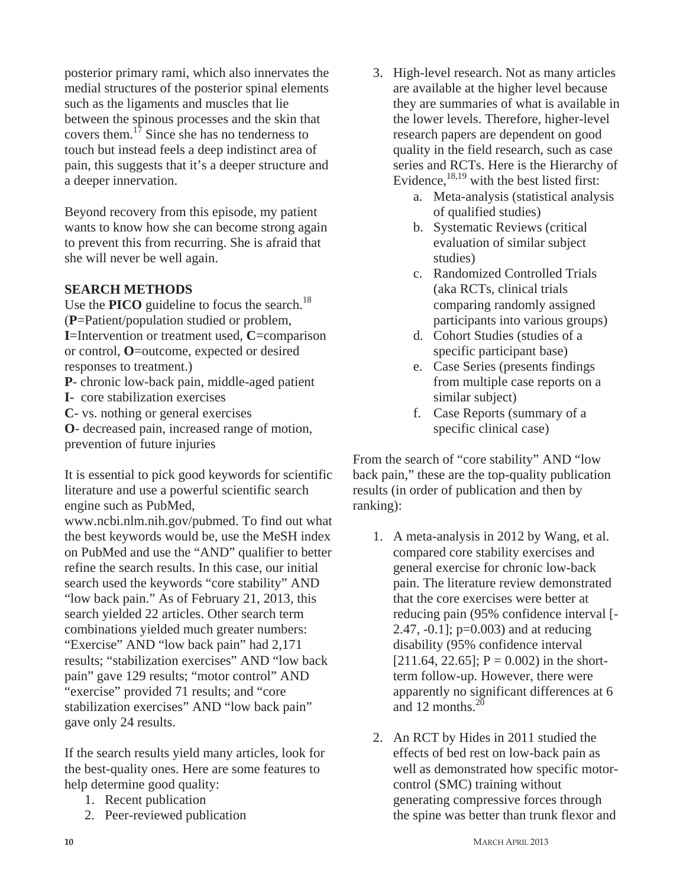posterior primary rami, which also innervates the medial structures of the posterior spinal elements such as the ligaments and muscles that lie between the spinous processes and the skin that covers them.[17] Since she has no tenderness to touch but instead feels a deep indistinct area of pain, this suggests that it's a deeper structure and a deeper innervation.

Beyond recovery from this episode, my patient wants to know how she can become strong again to prevent this from recurring. She is afraid that she will never be well again.

## SEARCH METHODS

Use the **PICO** guideline to focus the search.[18] (**P**=Patient/population studied or problem, **I**=Intervention or treatment used, **C**=comparison or control, **O**=outcome, expected or desired responses to treatment.)

**P**- chronic low-back pain, middle-aged patient
**I**- core stabilization exercises
**C**- vs. nothing or general exercises
**O**- decreased pain, increased range of motion, prevention of future injuries

It is essential to pick good keywords for scientific literature and use a powerful scientific search engine such as PubMed, www.ncbi.nlm.nih.gov/pubmed. To find out what the best keywords would be, use the MeSH index on PubMed and use the "AND" qualifier to better refine the search results. In this case, our initial search used the keywords "core stability" AND "low back pain." As of February 21, 2013, this search yielded 22 articles. Other search term combinations yielded much greater numbers: "Exercise" AND "low back pain" had 2,171 results; "stabilization exercises" AND "low back pain" gave 129 results; "motor control" AND "exercise" provided 71 results; and "core stabilization exercises" AND "low back pain" gave only 24 results.

If the search results yield many articles, look for the best-quality ones. Here are some features to help determine good quality:

1. Recent publication
2. Peer-reviewed publication
3. High-level research. Not as many articles are available at the higher level because they are summaries of what is available in the lower levels. Therefore, higher-level research papers are dependent on good quality in the field research, such as case series and RCTs. Here is the Hierarchy of Evidence,[18,19] with the best listed first:
   a. Meta-analysis (statistical analysis of qualified studies)
   b. Systematic Reviews (critical evaluation of similar subject studies)
   c. Randomized Controlled Trials (aka RCTs, clinical trials comparing randomly assigned participants into various groups)
   d. Cohort Studies (studies of a specific participant base)
   e. Case Series (presents findings from multiple case reports on a similar subject)
   f. Case Reports (summary of a specific clinical case)

From the search of "core stability" AND "low back pain," these are the top-quality publication results (in order of publication and then by ranking):

1. A meta-analysis in 2012 by Wang, et al. compared core stability exercises and general exercise for chronic low-back pain. The literature review demonstrated that the core exercises were better at reducing pain (95% confidence interval [-2.47, -0.1]; p=0.003) and at reducing disability (95% confidence interval [211.64, 22.65]; P = 0.002) in the short-term follow-up. However, there were apparently no significant differences at 6 and 12 months.[20]

2. An RCT by Hides in 2011 studied the effects of bed rest on low-back pain as well as demonstrated how specific motor-control (SMC) training without generating compressive forces through the spine was better than trunk flexor and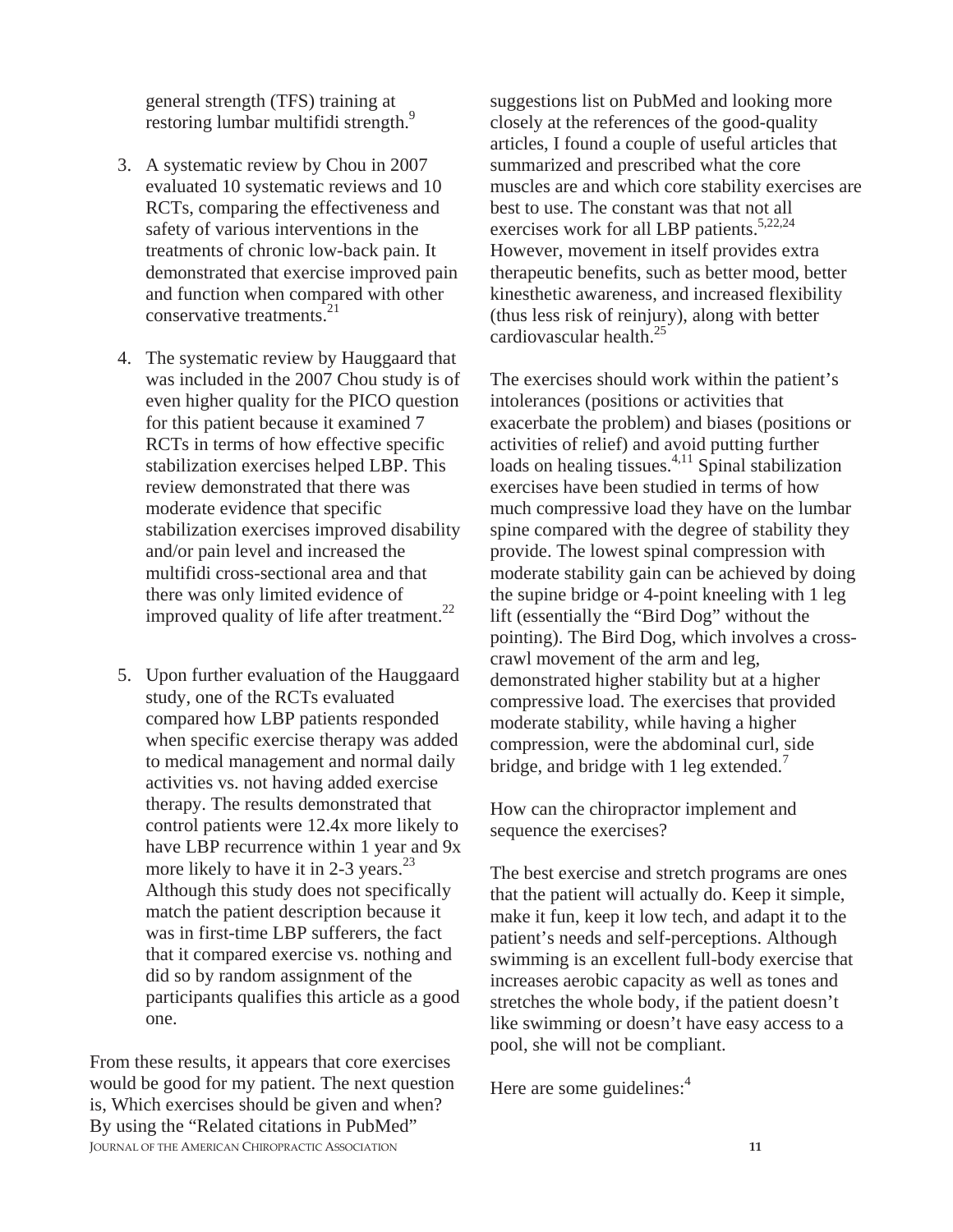general strength (TFS) training at restoring lumbar multifidi strength.[9]

3. A systematic review by Chou in 2007 evaluated 10 systematic reviews and 10 RCTs, comparing the effectiveness and safety of various interventions in the treatments of chronic low-back pain. It demonstrated that exercise improved pain and function when compared with other conservative treatments.[21]

4. The systematic review by Hauggaard that was included in the 2007 Chou study is of even higher quality for the PICO question for this patient because it examined 7 RCTs in terms of how effective specific stabilization exercises helped LBP. This review demonstrated that there was moderate evidence that specific stabilization exercises improved disability and/or pain level and increased the multifidi cross-sectional area and that there was only limited evidence of improved quality of life after treatment.[22]

5. Upon further evaluation of the Hauggaard study, one of the RCTs evaluated compared how LBP patients responded when specific exercise therapy was added to medical management and normal daily activities vs. not having added exercise therapy. The results demonstrated that control patients were 12.4x more likely to have LBP recurrence within 1 year and 9x more likely to have it in 2-3 years.[23] Although this study does not specifically match the patient description because it was in first-time LBP sufferers, the fact that it compared exercise vs. nothing and did so by random assignment of the participants qualifies this article as a good one.

From these results, it appears that core exercises would be good for my patient. The next question is, Which exercises should be given and when? By using the "Related citations in PubMed" suggestions list on PubMed and looking more closely at the references of the good-quality articles, I found a couple of useful articles that summarized and prescribed what the core muscles are and which core stability exercises are best to use. The constant was that not all exercises work for all LBP patients.[5,22,24] However, movement in itself provides extra therapeutic benefits, such as better mood, better kinesthetic awareness, and increased flexibility (thus less risk of reinjury), along with better cardiovascular health.[25]

The exercises should work within the patient's intolerances (positions or activities that exacerbate the problem) and biases (positions or activities of relief) and avoid putting further loads on healing tissues.[4,11] Spinal stabilization exercises have been studied in terms of how much compressive load they have on the lumbar spine compared with the degree of stability they provide. The lowest spinal compression with moderate stability gain can be achieved by doing the supine bridge or 4-point kneeling with 1 leg lift (essentially the "Bird Dog" without the pointing). The Bird Dog, which involves a cross-crawl movement of the arm and leg, demonstrated higher stability but at a higher compressive load. The exercises that provided moderate stability, while having a higher compression, were the abdominal curl, side bridge, and bridge with 1 leg extended.[7]

How can the chiropractor implement and sequence the exercises?

The best exercise and stretch programs are ones that the patient will actually do. Keep it simple, make it fun, keep it low tech, and adapt it to the patient's needs and self-perceptions. Although swimming is an excellent full-body exercise that increases aerobic capacity as well as tones and stretches the whole body, if the patient doesn't like swimming or doesn't have easy access to a pool, she will not be compliant.

Here are some guidelines:[4]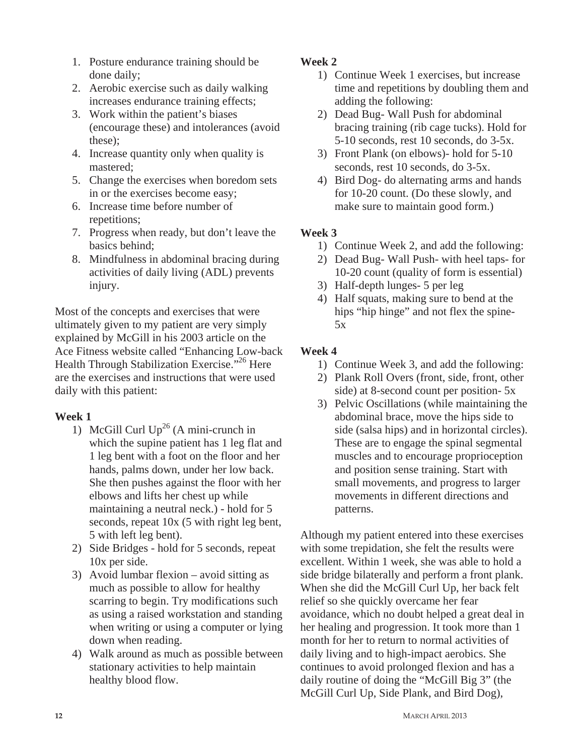1. Posture endurance training should be done daily;
2. Aerobic exercise such as daily walking increases endurance training effects;
3. Work within the patient's biases (encourage these) and intolerances (avoid these);
4. Increase quantity only when quality is mastered;
5. Change the exercises when boredom sets in or the exercises become easy;
6. Increase time before number of repetitions;
7. Progress when ready, but don't leave the basics behind;
8. Mindfulness in abdominal bracing during activities of daily living (ADL) prevents injury.

Most of the concepts and exercises that were ultimately given to my patient are very simply explained by McGill in his 2003 article on the Ace Fitness website called "Enhancing Low-back Health Through Stabilization Exercise."[26] Here are the exercises and instructions that were used daily with this patient:

**Week 1**

1) McGill Curl Up[26] (A mini-crunch in which the supine patient has 1 leg flat and 1 leg bent with a foot on the floor and her hands, palms down, under her low back. She then pushes against the floor with her elbows and lifts her chest up while maintaining a neutral neck.) - hold for 5 seconds, repeat 10x (5 with right leg bent, 5 with left leg bent).
2) Side Bridges - hold for 5 seconds, repeat 10x per side.
3) Avoid lumbar flexion – avoid sitting as much as possible to allow for healthy scarring to begin. Try modifications such as using a raised workstation and standing when writing or using a computer or lying down when reading.
4) Walk around as much as possible between stationary activities to help maintain healthy blood flow.

**Week 2**

1) Continue Week 1 exercises, but increase time and repetitions by doubling them and adding the following:
2) Dead Bug- Wall Push for abdominal bracing training (rib cage tucks). Hold for 5-10 seconds, rest 10 seconds, do 3-5x.
3) Front Plank (on elbows)- hold for 5-10 seconds, rest 10 seconds, do 3-5x.
4) Bird Dog- do alternating arms and hands for 10-20 count. (Do these slowly, and make sure to maintain good form.)

**Week 3**

1) Continue Week 2, and add the following:
2) Dead Bug- Wall Push- with heel taps- for 10-20 count (quality of form is essential)
3) Half-depth lunges- 5 per leg
4) Half squats, making sure to bend at the hips "hip hinge" and not flex the spine- 5x

**Week 4**

1) Continue Week 3, and add the following:
2) Plank Roll Overs (front, side, front, other side) at 8-second count per position- 5x
3) Pelvic Oscillations (while maintaining the abdominal brace, move the hips side to side (salsa hips) and in horizontal circles). These are to engage the spinal segmental muscles and to encourage proprioception and position sense training. Start with small movements, and progress to larger movements in different directions and patterns.

Although my patient entered into these exercises with some trepidation, she felt the results were excellent. Within 1 week, she was able to hold a side bridge bilaterally and perform a front plank. When she did the McGill Curl Up, her back felt relief so she quickly overcame her fear avoidance, which no doubt helped a great deal in her healing and progression. It took more than 1 month for her to return to normal activities of daily living and to high-impact aerobics. She continues to avoid prolonged flexion and has a daily routine of doing the "McGill Big 3" (the McGill Curl Up, Side Plank, and Bird Dog),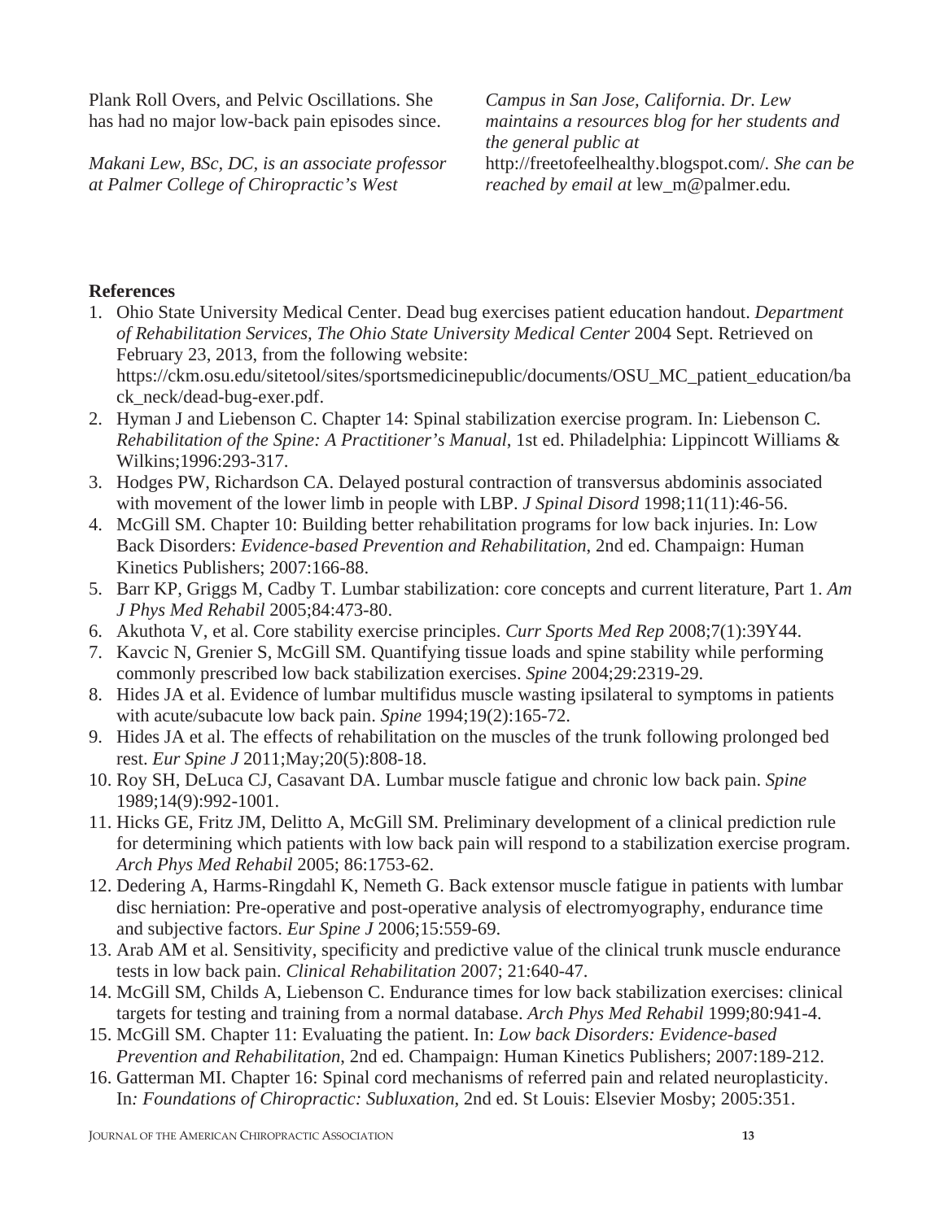Plank Roll Overs, and Pelvic Oscillations. She has had no major low-back pain episodes since.

*Makani Lew, BSc, DC, is an associate professor at Palmer College of Chiropractic's West Campus in San Jose, California. Dr. Lew maintains a resources blog for her students and the general public at* http://freetofeelhealthy.blogspot.com/. *She can be reached by email at* lew_m@palmer.edu.

**References**

1. Ohio State University Medical Center. Dead bug exercises patient education handout. *Department of Rehabilitation Services, The Ohio State University Medical Center* 2004 Sept. Retrieved on February 23, 2013, from the following website: https://ckm.osu.edu/sitetool/sites/sportsmedicinepublic/documents/OSU_MC_patient_education/back_neck/dead-bug-exer.pdf.
2. Hyman J and Liebenson C. Chapter 14: Spinal stabilization exercise program. In: Liebenson C. *Rehabilitation of the Spine: A Practitioner's Manual*, 1st ed. Philadelphia: Lippincott Williams & Wilkins;1996:293-317.
3. Hodges PW, Richardson CA. Delayed postural contraction of transversus abdominis associated with movement of the lower limb in people with LBP. *J Spinal Disord* 1998;11(11):46-56.
4. McGill SM. Chapter 10: Building better rehabilitation programs for low back injuries. In: Low Back Disorders: *Evidence-based Prevention and Rehabilitation*, 2nd ed. Champaign: Human Kinetics Publishers; 2007:166-88.
5. Barr KP, Griggs M, Cadby T. Lumbar stabilization: core concepts and current literature, Part 1. *Am J Phys Med Rehabil* 2005;84:473-80.
6. Akuthota V, et al. Core stability exercise principles. *Curr Sports Med Rep* 2008;7(1):39Y44.
7. Kavcic N, Grenier S, McGill SM. Quantifying tissue loads and spine stability while performing commonly prescribed low back stabilization exercises. *Spine* 2004;29:2319-29.
8. Hides JA et al. Evidence of lumbar multifidus muscle wasting ipsilateral to symptoms in patients with acute/subacute low back pain. *Spine* 1994;19(2):165-72.
9. Hides JA et al. The effects of rehabilitation on the muscles of the trunk following prolonged bed rest. *Eur Spine J* 2011;May;20(5):808-18.
10. Roy SH, DeLuca CJ, Casavant DA. Lumbar muscle fatigue and chronic low back pain. *Spine* 1989;14(9):992-1001.
11. Hicks GE, Fritz JM, Delitto A, McGill SM. Preliminary development of a clinical prediction rule for determining which patients with low back pain will respond to a stabilization exercise program. *Arch Phys Med Rehabil* 2005; 86:1753-62.
12. Dedering A, Harms-Ringdahl K, Nemeth G. Back extensor muscle fatigue in patients with lumbar disc herniation: Pre-operative and post-operative analysis of electromyography, endurance time and subjective factors. *Eur Spine J* 2006;15:559-69.
13. Arab AM et al. Sensitivity, specificity and predictive value of the clinical trunk muscle endurance tests in low back pain. *Clinical Rehabilitation* 2007; 21:640-47.
14. McGill SM, Childs A, Liebenson C. Endurance times for low back stabilization exercises: clinical targets for testing and training from a normal database. *Arch Phys Med Rehabil* 1999;80:941-4.
15. McGill SM. Chapter 11: Evaluating the patient. In: *Low back Disorders: Evidence-based Prevention and Rehabilitation*, 2nd ed. Champaign: Human Kinetics Publishers; 2007:189-212.
16. Gatterman MI. Chapter 16: Spinal cord mechanisms of referred pain and related neuroplasticity. In*: Foundations of Chiropractic: Subluxation*, 2nd ed. St Louis: Elsevier Mosby; 2005:351.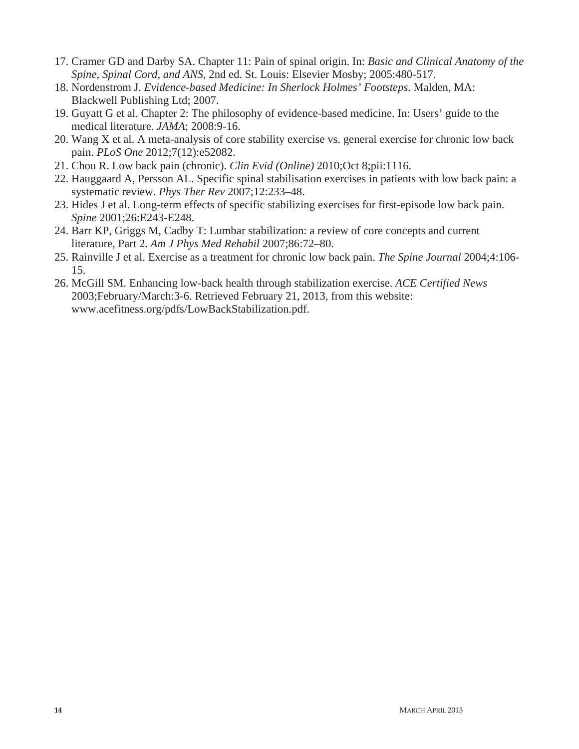17. Cramer GD and Darby SA. Chapter 11: Pain of spinal origin. In: *Basic and Clinical Anatomy of the Spine, Spinal Cord, and ANS*, 2nd ed. St. Louis: Elsevier Mosby; 2005:480-517.
18. Nordenstrom J. *Evidence-based Medicine: In Sherlock Holmes' Footsteps*. Malden, MA: Blackwell Publishing Ltd; 2007.
19. Guyatt G et al. Chapter 2: The philosophy of evidence-based medicine. In: Users' guide to the medical literature*. JAMA*; 2008:9-16.
20. Wang X et al. A meta-analysis of core stability exercise vs. general exercise for chronic low back pain. *PLoS One* 2012;7(12):e52082.
21. Chou R. Low back pain (chronic). *Clin Evid (Online)* 2010;Oct 8;pii:1116.
22. Hauggaard A, Persson AL. Specific spinal stabilisation exercises in patients with low back pain: a systematic review. *Phys Ther Rev* 2007;12:233–48.
23. Hides J et al. Long-term effects of specific stabilizing exercises for first-episode low back pain. *Spine* 2001;26:E243-E248.
24. Barr KP, Griggs M, Cadby T: Lumbar stabilization: a review of core concepts and current literature, Part 2. *Am J Phys Med Rehabil* 2007;86:72–80.
25. Rainville J et al. Exercise as a treatment for chronic low back pain. *The Spine Journal* 2004;4:106-15.
26. McGill SM. Enhancing low-back health through stabilization exercise. *ACE Certified News* 2003;February/March:3-6. Retrieved February 21, 2013, from this website: www.acefitness.org/pdfs/LowBackStabilization.pdf.